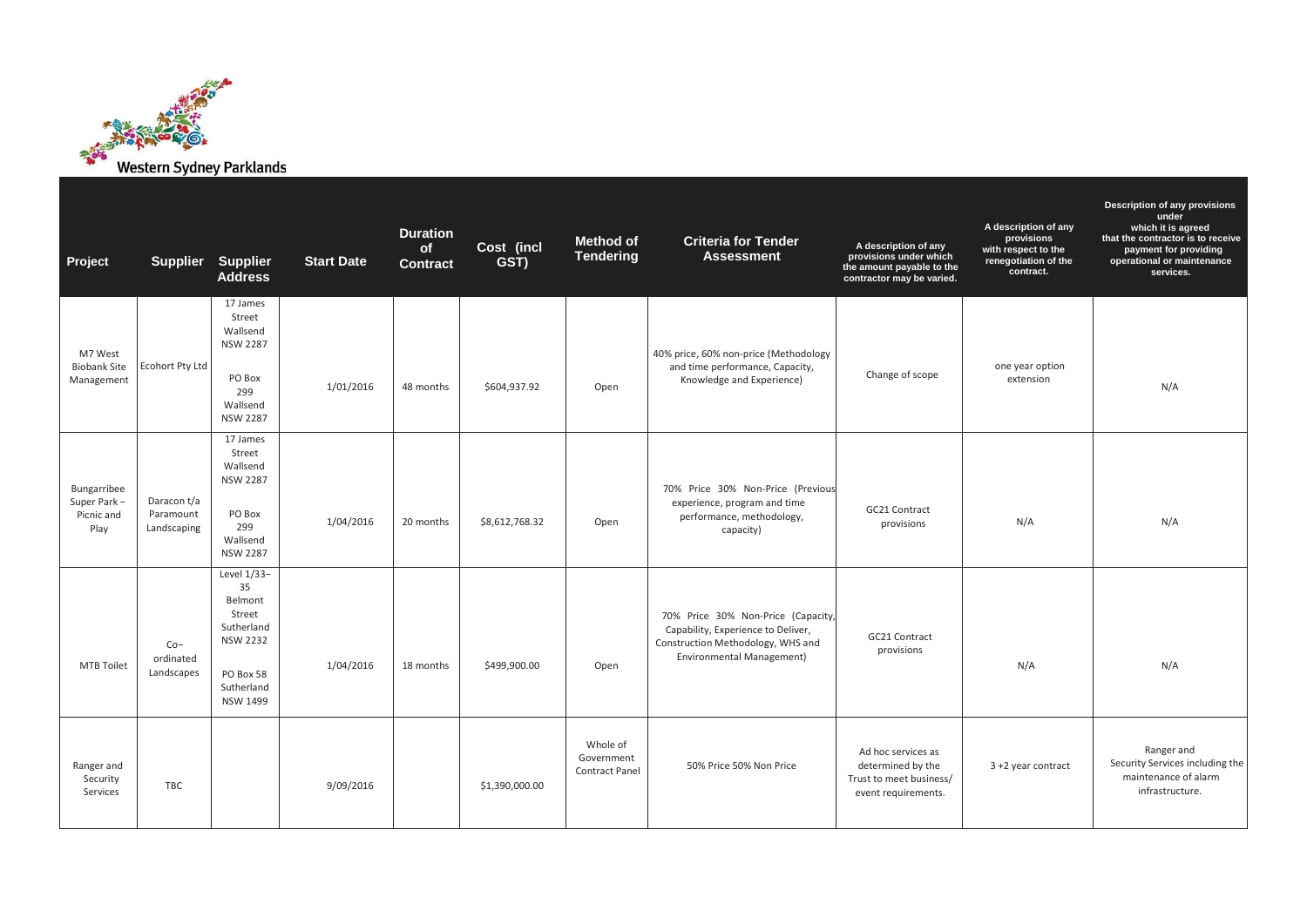Western Sydney Parklands

| Project | Supplier | Supplier Address | Start Date | Duration of Contract | Cost (incl GST) | Method of Tendering | Criteria for Tender Assessment | A description of any provisions under which the amount payable to the contractor may be varied. | A description of any provisions with respect to the renegotiation of the contract. | Description of any provisions under which it is agreed that the contractor is to receive payment for providing operational or maintenance services. |
|---|---|---|---|---|---|---|---|---|---|---|
| M7 West Biobank Site Management | Ecohort Pty Ltd | 17 James Street Wallsend NSW 2287 PO Box 299 Wallsend NSW 2287 | 1/01/2016 | 48 months | $604,937.92 | Open | 40% price, 60% non-price (Methodology and time performance, Capacity, Knowledge and Experience) | Change of scope | one year option extension | N/A |
| Bungarribee Super Park – Picnic and Play | Daracon t/a Paramount Landscaping | 17 James Street Wallsend NSW 2287 PO Box 299 Wallsend NSW 2287 | 1/04/2016 | 20 months | $8,612,768.32 | Open | 70% Price 30% Non-Price (Previous experience, program and time performance, methodology, capacity) | GC21 Contract provisions | N/A | N/A |
| MTB Toilet | Co–ordinated Landscapes | Level 1/33–35 Belmont Street Sutherland NSW 2232 PO Box 58 Sutherland NSW 1499 | 1/04/2016 | 18 months | $499,900.00 | Open | 70% Price 30% Non-Price (Capacity, Capability, Experience to Deliver, Construction Methodology, WHS and Environmental Management) | GC21 Contract provisions | N/A | N/A |
| Ranger and Security Services | TBC | | 9/09/2016 | | $1,390,000.00 | Whole of Government Contract Panel | 50% Price 50% Non Price | Ad hoc services as determined by the Trust to meet business/ event requirements. | 3 +2 year contract | Ranger and Security Services including the maintenance of alarm infrastructure. |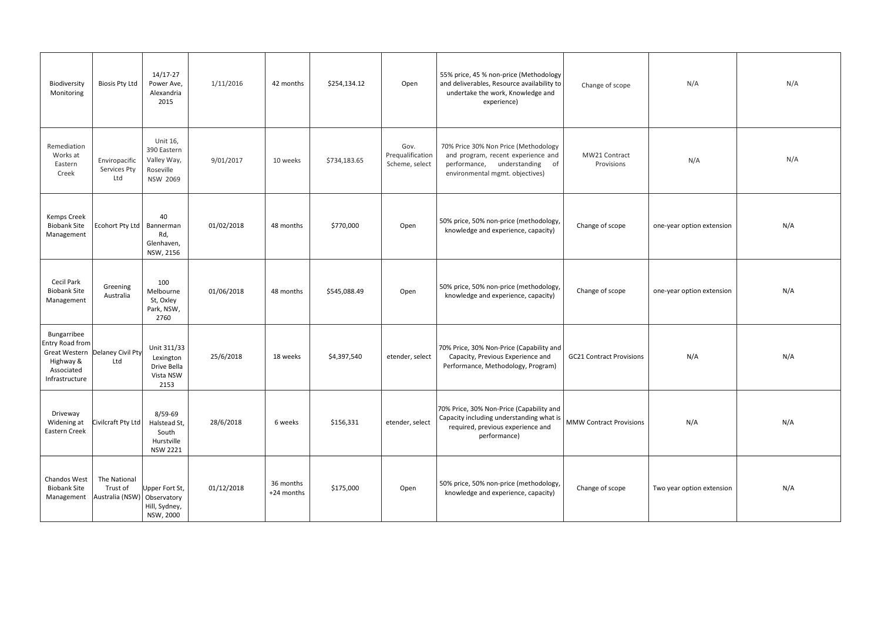| | | | | | | | | | | |
|---|---|---|---|---|---|---|---|---|---|---|
| Biodiversity Monitoring | Biosis Pty Ltd | 14/17-27 Power Ave, Alexandria 2015 | 1/11/2016 | 42 months | $254,134.12 | Open | 55% price, 45 % non-price (Methodology and deliverables, Resource availability to undertake the work, Knowledge and experience) | Change of scope | N/A | N/A |
| Remediation Works at Eastern Creek | Enviropacific Services Pty Ltd | Unit 16, 390 Eastern Valley Way, Roseville NSW 2069 | 9/01/2017 | 10 weeks | $734,183.65 | Gov. Prequalification Scheme, select | 70% Price 30% Non Price (Methodology and program, recent experience and performance, understanding of environmental mgmt. objectives) | MW21 Contract Provisions | N/A | N/A |
| Kemps Creek Biobank Site Management | Ecohort Pty Ltd | 40 Bannerman Rd, Glenhaven, NSW, 2156 | 01/02/2018 | 48 months | $770,000 | Open | 50% price, 50% non-price (methodology, knowledge and experience, capacity) | Change of scope | one-year option extension | N/A |
| Cecil Park Biobank Site Management | Greening Australia | 100 Melbourne St, Oxley Park, NSW, 2760 | 01/06/2018 | 48 months | $545,088.49 | Open | 50% price, 50% non-price (methodology, knowledge and experience, capacity) | Change of scope | one-year option extension | N/A |
| Bungarribee Entry Road from Great Western Highway & Associated Infrastructure | Delaney Civil Pty Ltd | Unit 311/33 Lexington Drive Bella Vista NSW 2153 | 25/6/2018 | 18 weeks | $4,397,540 | etender, select | 70% Price, 30% Non-Price (Capability and Capacity, Previous Experience and Performance, Methodology, Program) | GC21 Contract Provisions | N/A | N/A |
| Driveway Widening at Eastern Creek | Civilcraft Pty Ltd | 8/59-69 Halstead St, South Hurstville NSW 2221 | 28/6/2018 | 6 weeks | $156,331 | etender, select | 70% Price, 30% Non-Price (Capability and Capacity including understanding what is required, previous experience and performance) | MMW Contract Provisions | N/A | N/A |
| Chandos West Biobank Site Management | The National Trust of Australia (NSW) | Upper Fort St, Observatory Hill, Sydney, NSW, 2000 | 01/12/2018 | 36 months +24 months | $175,000 | Open | 50% price, 50% non-price (methodology, knowledge and experience, capacity) | Change of scope | Two year option extension | N/A |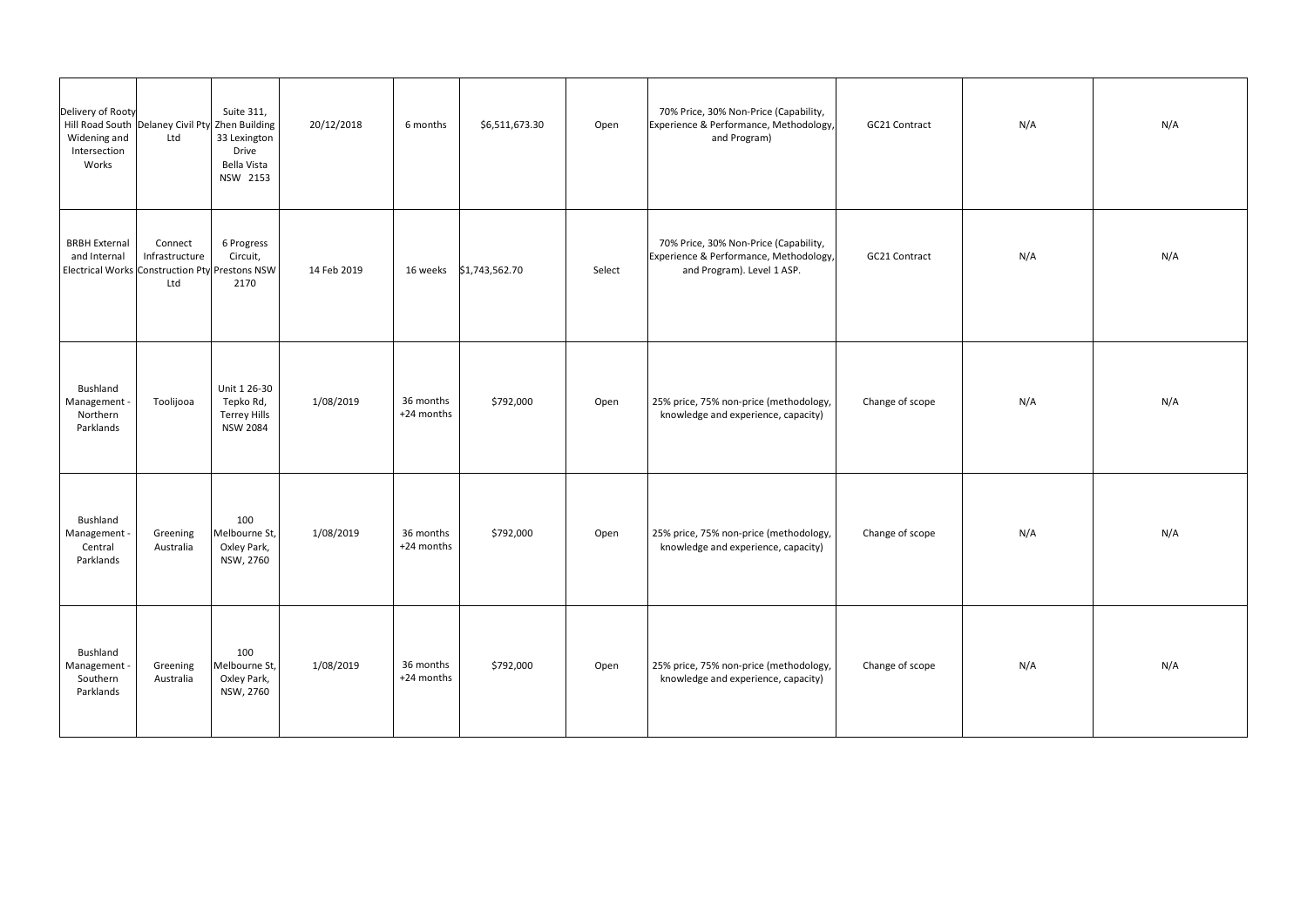| | | | | | | | | | | |
|---|---|---|---|---|---|---|---|---|---|---|
| Delivery of Rooty Hill Road South Widening and Intersection Works | Delaney Civil Pty Ltd | Suite 311, Zhen Building 33 Lexington Drive Bella Vista NSW 2153 | 20/12/2018 | 6 months | $6,511,673.30 | Open | 70% Price, 30% Non-Price (Capability, Experience & Performance, Methodology, and Program) | GC21 Contract | N/A | N/A |
| BRBH External and Internal Electrical Works | Connect Infrastructure Construction Pty Ltd | 6 Progress Circuit, Prestons NSW 2170 | 14 Feb 2019 | 16 weeks | $1,743,562.70 | Select | 70% Price, 30% Non-Price (Capability, Experience & Performance, Methodology, and Program). Level 1 ASP. | GC21 Contract | N/A | N/A |
| Bushland Management - Northern Parklands | Toolijooa | Unit 1 26-30 Tepko Rd, Terrey Hills NSW 2084 | 1/08/2019 | 36 months +24 months | $792,000 | Open | 25% price, 75% non-price (methodology, knowledge and experience, capacity) | Change of scope | N/A | N/A |
| Bushland Management - Central Parklands | Greening Australia | 100 Melbourne St, Oxley Park, NSW, 2760 | 1/08/2019 | 36 months +24 months | $792,000 | Open | 25% price, 75% non-price (methodology, knowledge and experience, capacity) | Change of scope | N/A | N/A |
| Bushland Management - Southern Parklands | Greening Australia | 100 Melbourne St, Oxley Park, NSW, 2760 | 1/08/2019 | 36 months +24 months | $792,000 | Open | 25% price, 75% non-price (methodology, knowledge and experience, capacity) | Change of scope | N/A | N/A |